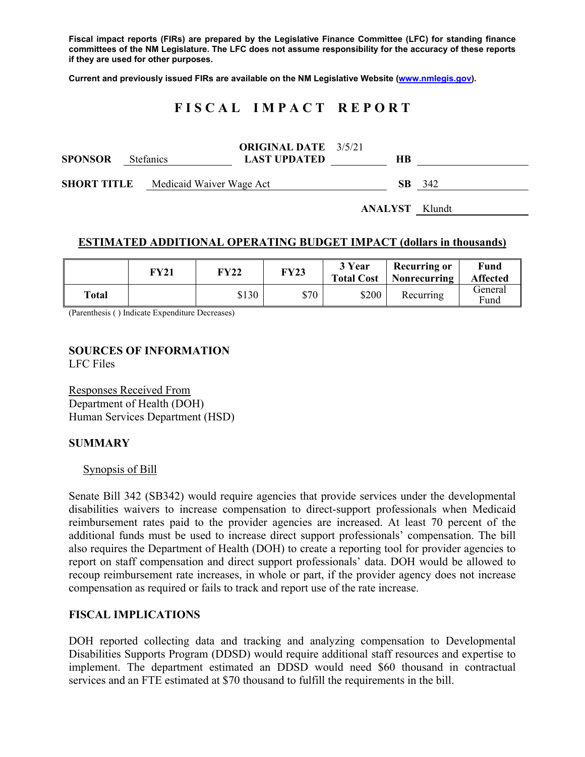**Fiscal impact reports (FIRs) are prepared by the Legislative Finance Committee (LFC) for standing finance committees of the NM Legislature. The LFC does not assume responsibility for the accuracy of these reports if they are used for other purposes.**

**Current and previously issued FIRs are available on the NM Legislative Website (www.nmlegis.gov).**

# FISCAL IMPACT REPORT

| | | | | | |
|---|---|---|---|---|---|
| **SPONSOR** | Stefanics | **ORIGINAL DATE** / **LAST UPDATED** | 3/5/21 | **HB** | |
| **SHORT TITLE** | Medicaid Waiver Wage Act | | | **SB** | 342 |
| | | | | **ANALYST** | Klundt |

## ESTIMATED ADDITIONAL OPERATING BUDGET IMPACT (dollars in thousands)

| | FY21 | FY22 | FY23 | 3 Year Total Cost | Recurring or Nonrecurring | Fund Affected |
|---|---|---|---|---|---|---|
| **Total** | | $130 | $70 | $200 | Recurring | General Fund |

(Parenthesis ( ) Indicate Expenditure Decreases)

**SOURCES OF INFORMATION**
LFC Files

Responses Received From
Department of Health (DOH)
Human Services Department (HSD)

**SUMMARY**

Synopsis of Bill

Senate Bill 342 (SB342) would require agencies that provide services under the developmental disabilities waivers to increase compensation to direct-support professionals when Medicaid reimbursement rates paid to the provider agencies are increased. At least 70 percent of the additional funds must be used to increase direct support professionals' compensation. The bill also requires the Department of Health (DOH) to create a reporting tool for provider agencies to report on staff compensation and direct support professionals' data. DOH would be allowed to recoup reimbursement rate increases, in whole or part, if the provider agency does not increase compensation as required or fails to track and report use of the rate increase.

**FISCAL IMPLICATIONS**

DOH reported collecting data and tracking and analyzing compensation to Developmental Disabilities Supports Program (DDSD) would require additional staff resources and expertise to implement. The department estimated an DDSD would need $60 thousand in contractual services and an FTE estimated at $70 thousand to fulfill the requirements in the bill.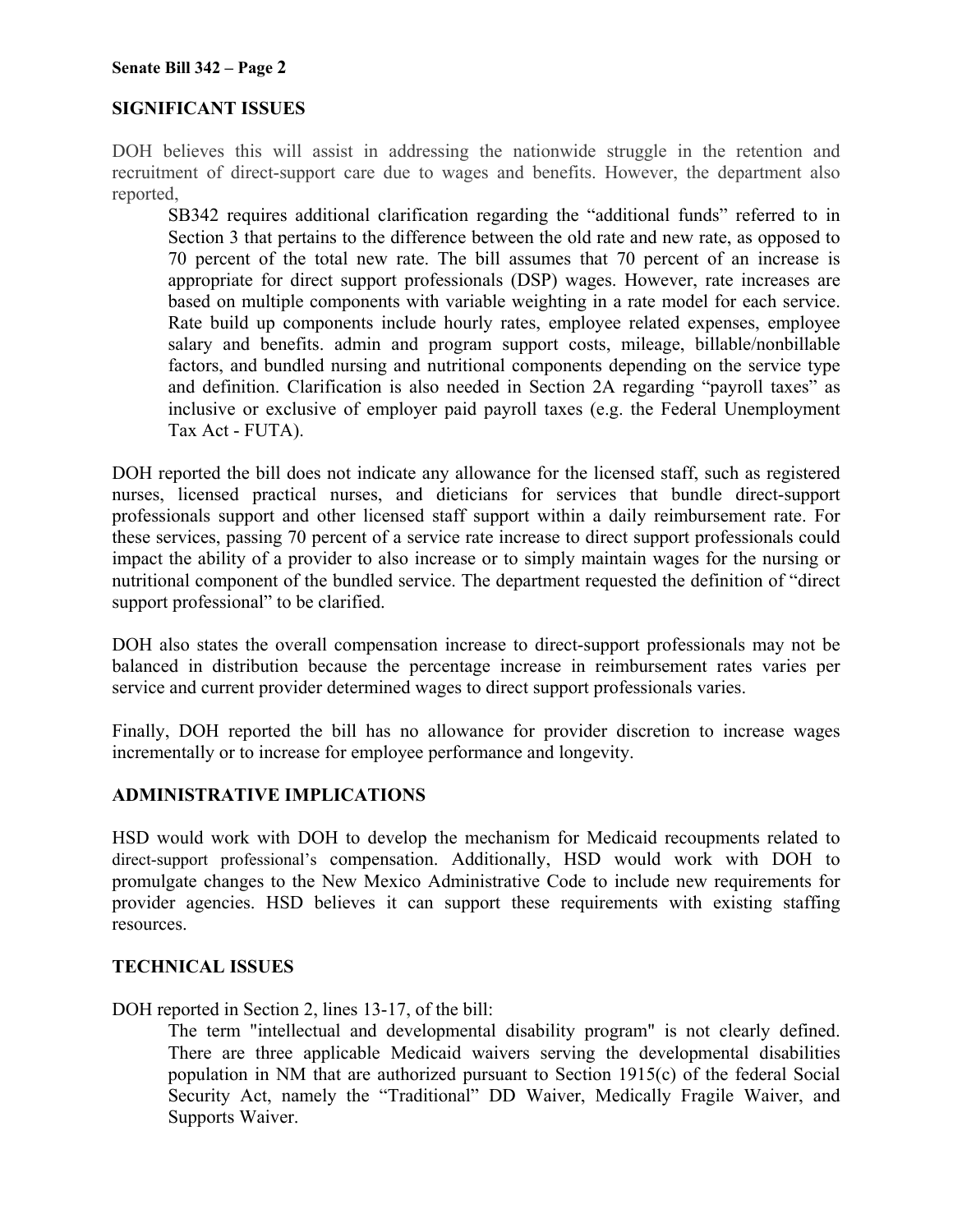## SIGNIFICANT ISSUES

DOH believes this will assist in addressing the nationwide struggle in the retention and recruitment of direct-support care due to wages and benefits. However, the department also reported,

> SB342 requires additional clarification regarding the "additional funds" referred to in Section 3 that pertains to the difference between the old rate and new rate, as opposed to 70 percent of the total new rate. The bill assumes that 70 percent of an increase is appropriate for direct support professionals (DSP) wages. However, rate increases are based on multiple components with variable weighting in a rate model for each service. Rate build up components include hourly rates, employee related expenses, employee salary and benefits. admin and program support costs, mileage, billable/nonbillable factors, and bundled nursing and nutritional components depending on the service type and definition. Clarification is also needed in Section 2A regarding "payroll taxes" as inclusive or exclusive of employer paid payroll taxes (e.g. the Federal Unemployment Tax Act - FUTA).

DOH reported the bill does not indicate any allowance for the licensed staff, such as registered nurses, licensed practical nurses, and dieticians for services that bundle direct-support professionals support and other licensed staff support within a daily reimbursement rate. For these services, passing 70 percent of a service rate increase to direct support professionals could impact the ability of a provider to also increase or to simply maintain wages for the nursing or nutritional component of the bundled service. The department requested the definition of "direct support professional" to be clarified.

DOH also states the overall compensation increase to direct-support professionals may not be balanced in distribution because the percentage increase in reimbursement rates varies per service and current provider determined wages to direct support professionals varies.

Finally, DOH reported the bill has no allowance for provider discretion to increase wages incrementally or to increase for employee performance and longevity.

## ADMINISTRATIVE IMPLICATIONS

HSD would work with DOH to develop the mechanism for Medicaid recoupments related to direct-support professional's compensation. Additionally, HSD would work with DOH to promulgate changes to the New Mexico Administrative Code to include new requirements for provider agencies. HSD believes it can support these requirements with existing staffing resources.

## TECHNICAL ISSUES

DOH reported in Section 2, lines 13-17, of the bill:

> The term "intellectual and developmental disability program" is not clearly defined. There are three applicable Medicaid waivers serving the developmental disabilities population in NM that are authorized pursuant to Section 1915(c) of the federal Social Security Act, namely the "Traditional" DD Waiver, Medically Fragile Waiver, and Supports Waiver.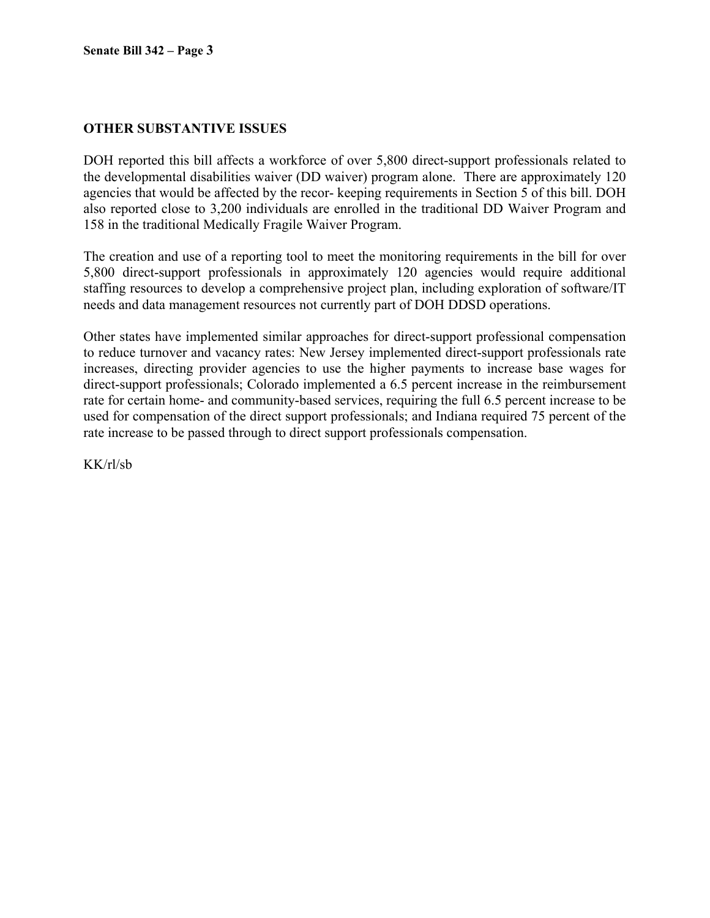**OTHER SUBSTANTIVE ISSUES**

DOH reported this bill affects a workforce of over 5,800 direct-support professionals related to the developmental disabilities waiver (DD waiver) program alone. There are approximately 120 agencies that would be affected by the recor- keeping requirements in Section 5 of this bill. DOH also reported close to 3,200 individuals are enrolled in the traditional DD Waiver Program and 158 in the traditional Medically Fragile Waiver Program.

The creation and use of a reporting tool to meet the monitoring requirements in the bill for over 5,800 direct-support professionals in approximately 120 agencies would require additional staffing resources to develop a comprehensive project plan, including exploration of software/IT needs and data management resources not currently part of DOH DDSD operations.

Other states have implemented similar approaches for direct-support professional compensation to reduce turnover and vacancy rates: New Jersey implemented direct-support professionals rate increases, directing provider agencies to use the higher payments to increase base wages for direct-support professionals; Colorado implemented a 6.5 percent increase in the reimbursement rate for certain home- and community-based services, requiring the full 6.5 percent increase to be used for compensation of the direct support professionals; and Indiana required 75 percent of the rate increase to be passed through to direct support professionals compensation.

KK/rl/sb